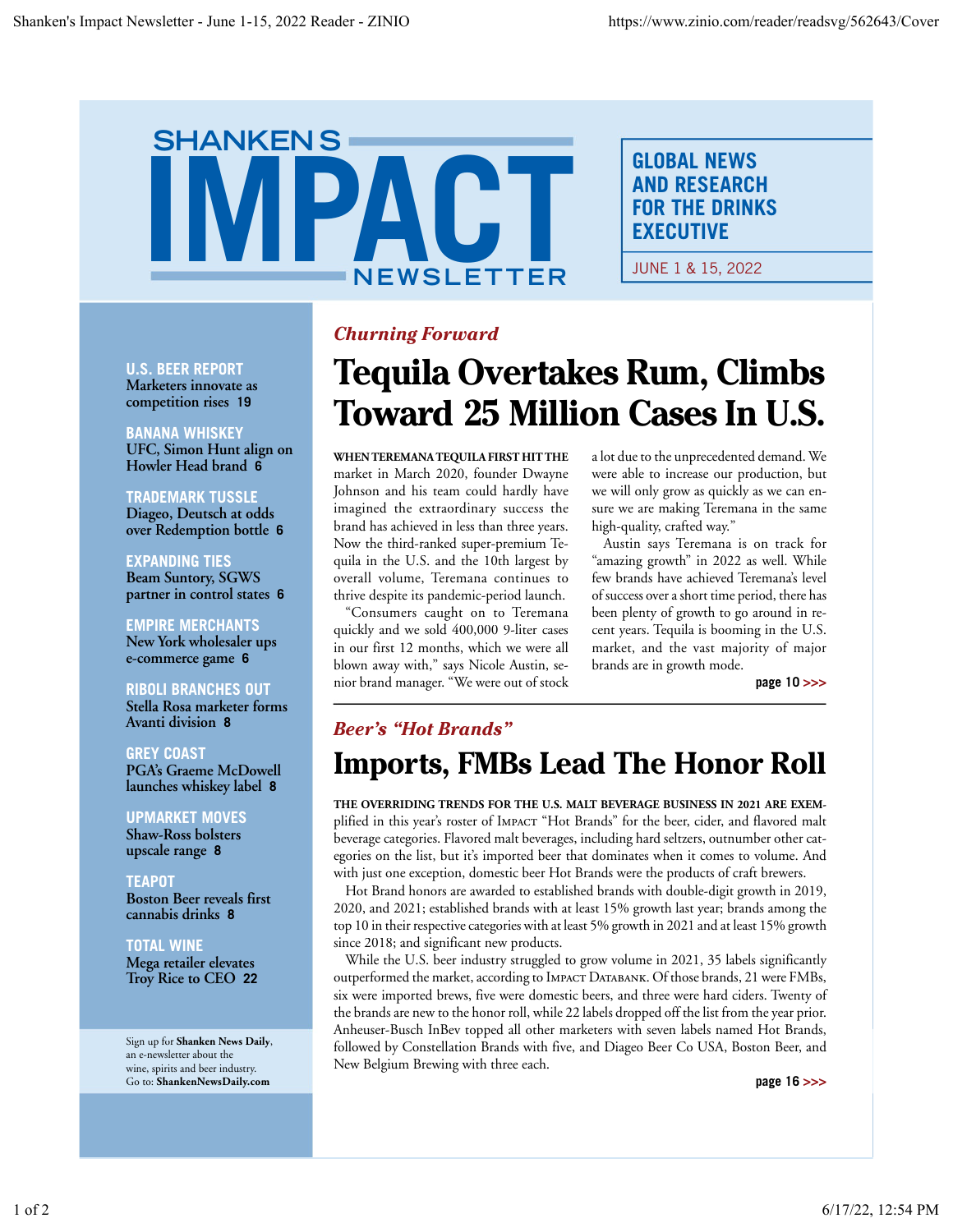# SHANKEN'S IMPACT NEWSLETTER

**GLOBAL NEWS AND RESEARCH FOR THE DRINKS EXECUTIVE**

JUNE 1 & 15, 2022

**U.S. BEER REPORT**
Marketers innovate as competition rises **19**

**BANANA WHISKEY**
UFC, Simon Hunt align on Howler Head brand **6**

**TRADEMARK TUSSLE**
Diageo, Deutsch at odds over Redemption bottle **6**

**EXPANDING TIES**
Beam Suntory, SGWS partner in control states **6**

**EMPIRE MERCHANTS**
New York wholesaler ups e-commerce game **6**

**RIBOLI BRANCHES OUT**
Stella Rosa marketer forms Avanti division **8**

**GREY COAST**
PGA's Graeme McDowell launches whiskey label **8**

**UPMARKET MOVES**
Shaw-Ross bolsters upscale range **8**

**TEAPOT**
Boston Beer reveals first cannabis drinks **8**

**TOTAL WINE**
Mega retailer elevates Troy Rice to CEO **22**

Sign up for **Shanken News Daily**, an e-newsletter about the wine, spirits and beer industry. Go to: **ShankenNewsDaily.com**

*Churning Forward*

## Tequila Overtakes Rum, Climbs Toward 25 Million Cases In U.S.

**WHEN TEREMANA TEQUILA FIRST HIT THE** market in March 2020, founder Dwayne Johnson and his team could hardly have imagined the extraordinary success the brand has achieved in less than three years. Now the third-ranked super-premium Tequila in the U.S. and the 10th largest by overall volume, Teremana continues to thrive despite its pandemic-period launch.

"Consumers caught on to Teremana quickly and we sold 400,000 9-liter cases in our first 12 months, which we were all blown away with," says Nicole Austin, senior brand manager. "We were out of stock a lot due to the unprecedented demand. We were able to increase our production, but we will only grow as quickly as we can ensure we are making Teremana in the same high-quality, crafted way."

Austin says Teremana is on track for "amazing growth" in 2022 as well. While few brands have achieved Teremana's level of success over a short time period, there has been plenty of growth to go around in recent years. Tequila is booming in the U.S. market, and the vast majority of major brands are in growth mode.

**page 10 >>>**

*Beer's "Hot Brands"*

## Imports, FMBs Lead The Honor Roll

**THE OVERRIDING TRENDS FOR THE U.S. MALT BEVERAGE BUSINESS IN 2021 ARE EXEM-**plified in this year's roster of Impact "Hot Brands" for the beer, cider, and flavored malt beverage categories. Flavored malt beverages, including hard seltzers, outnumber other categories on the list, but it's imported beer that dominates when it comes to volume. And with just one exception, domestic beer Hot Brands were the products of craft brewers.

Hot Brand honors are awarded to established brands with double-digit growth in 2019, 2020, and 2021; established brands with at least 15% growth last year; brands among the top 10 in their respective categories with at least 5% growth in 2021 and at least 15% growth since 2018; and significant new products.

While the U.S. beer industry struggled to grow volume in 2021, 35 labels significantly outperformed the market, according to Impact Databank. Of those brands, 21 were FMBs, six were imported brews, five were domestic beers, and three were hard ciders. Twenty of the brands are new to the honor roll, while 22 labels dropped off the list from the year prior. Anheuser-Busch InBev topped all other marketers with seven labels named Hot Brands, followed by Constellation Brands with five, and Diageo Beer Co USA, Boston Beer, and New Belgium Brewing with three each.

**page 16 >>>**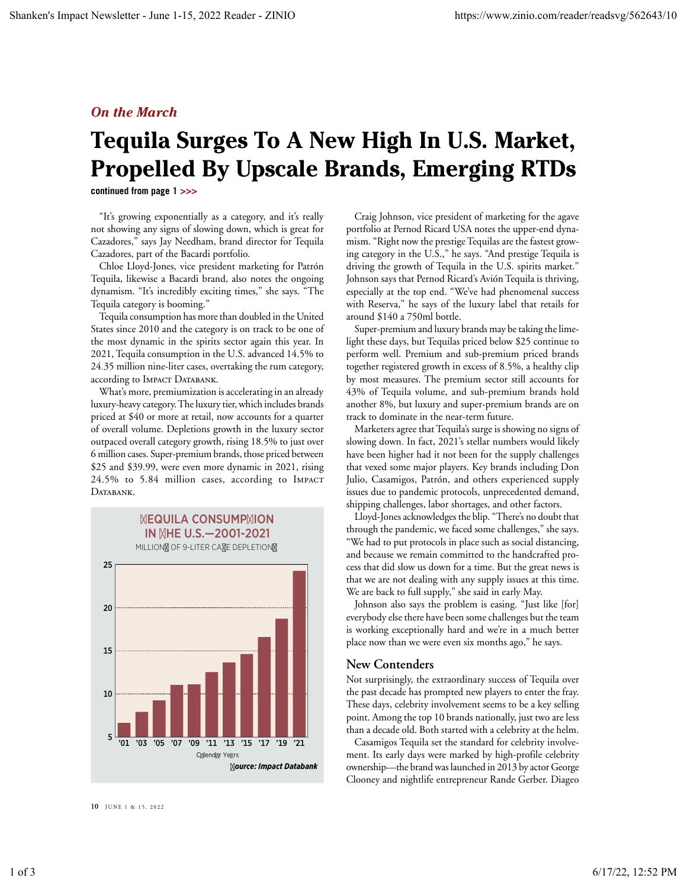*On the March*

# Tequila Surges To A New High In U.S. Market, Propelled By Upscale Brands, Emerging RTDs

**continued from page 1 >>>**

"It's growing exponentially as a category, and it's really not showing any signs of slowing down, which is great for Cazadores," says Jay Needham, brand director for Tequila Cazadores, part of the Bacardi portfolio.

Chloe Lloyd-Jones, vice president marketing for Patrón Tequila, likewise a Bacardi brand, also notes the ongoing dynamism. "It's incredibly exciting times," she says. "The Tequila category is booming."

Tequila consumption has more than doubled in the United States since 2010 and the category is on track to be one of the most dynamic in the spirits sector again this year. In 2021, Tequila consumption in the U.S. advanced 14.5% to 24.35 million nine-liter cases, overtaking the rum category, according to Impact Databank.

What's more, premiumization is accelerating in an already luxury-heavy category. The luxury tier, which includes brands priced at $40 or more at retail, now accounts for a quarter of overall volume. Depletions growth in the luxury sector outpaced overall category growth, rising 18.5% to just over 6 million cases. Super-premium brands, those priced between $25 and $39.99, were even more dynamic in 2021, rising 24.5% to 5.84 million cases, according to Impact Databank.

**TEQUILA CONSUMPTION IN THE U.S.—2001-2021**
MILLIONS OF 9-LITER CASE DEPLETIONS

Calendar Years

*Source: Impact Databank*

Craig Johnson, vice president of marketing for the agave portfolio at Pernod Ricard USA notes the upper-end dynamism. "Right now the prestige Tequilas are the fastest growing category in the U.S.," he says. "And prestige Tequila is driving the growth of Tequila in the U.S. spirits market." Johnson says that Pernod Ricard's Avión Tequila is thriving, especially at the top end. "We've had phenomenal success with Reserva," he says of the luxury label that retails for around $140 a 750ml bottle.

Super-premium and luxury brands may be taking the limelight these days, but Tequilas priced below $25 continue to perform well. Premium and sub-premium priced brands together registered growth in excess of 8.5%, a healthy clip by most measures. The premium sector still accounts for 43% of Tequila volume, and sub-premium brands hold another 8%, but luxury and super-premium brands are on track to dominate in the near-term future.

Marketers agree that Tequila's surge is showing no signs of slowing down. In fact, 2021's stellar numbers would likely have been higher had it not been for the supply challenges that vexed some major players. Key brands including Don Julio, Casamigos, Patrón, and others experienced supply issues due to pandemic protocols, unprecedented demand, shipping challenges, labor shortages, and other factors.

Lloyd-Jones acknowledges the blip. "There's no doubt that through the pandemic, we faced some challenges," she says. "We had to put protocols in place such as social distancing, and because we remain committed to the handcrafted process that did slow us down for a time. But the great news is that we are not dealing with any supply issues at this time. We are back to full supply," she said in early May.

Johnson also says the problem is easing. "Just like [for] everybody else there have been some challenges but the team is working exceptionally hard and we're in a much better place now than we were even six months ago," he says.

## New Contenders

Not surprisingly, the extraordinary success of Tequila over the past decade has prompted new players to enter the fray. These days, celebrity involvement seems to be a key selling point. Among the top 10 brands nationally, just two are less than a decade old. Both started with a celebrity at the helm.

Casamigos Tequila set the standard for celebrity involvement. Its early days were marked by high-profile celebrity ownership—the brand was launched in 2013 by actor George Clooney and nightlife entrepreneur Rande Gerber. Diageo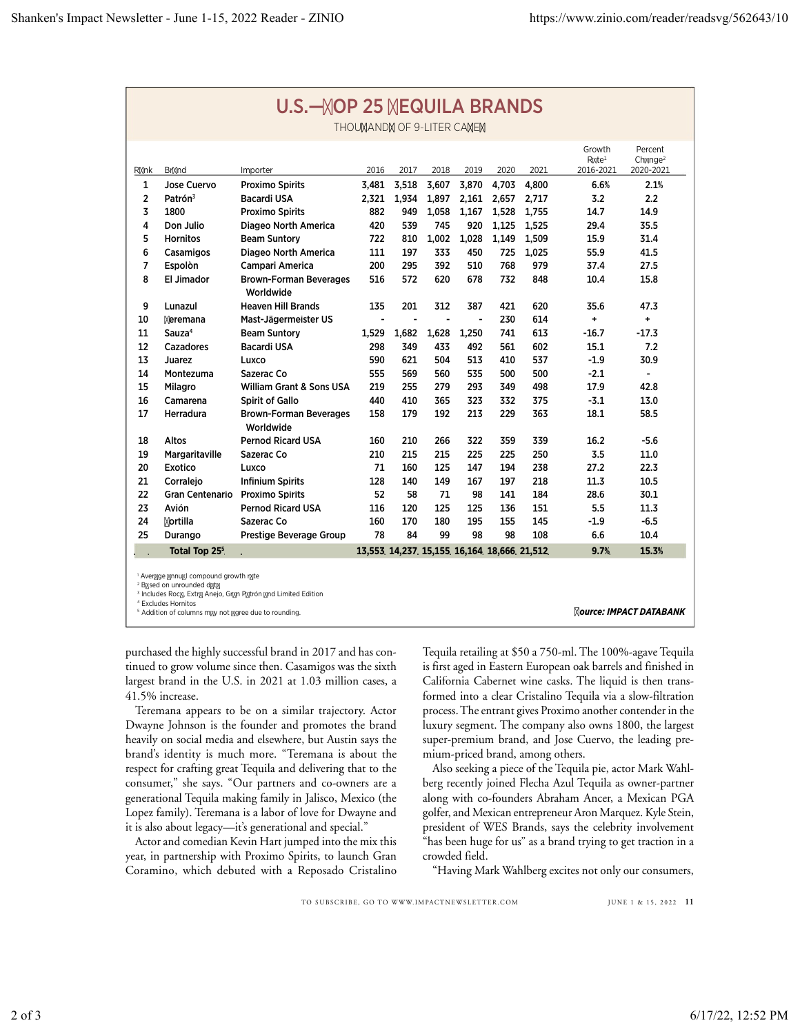## U.S.—TOP 25 TEQUILA BRANDS

THOUSANDS OF 9-LITER CASES

| Rank | Brand | Importer | 2016 | 2017 | 2018 | 2019 | 2020 | 2021 | Growth Rate[1] 2016-2021 | Percent Change[2] 2020-2021 |
|---|---|---|---|---|---|---|---|---|---|---|
| 1 | Jose Cuervo | Proximo Spirits | 3,481 | 3,518 | 3,607 | 3,870 | 4,703 | 4,800 | 6.6% | 2.1% |
| 2 | Patrón[3] | Bacardi USA | 2,321 | 1,934 | 1,897 | 2,161 | 2,657 | 2,717 | 3.2 | 2.2 |
| 3 | 1800 | Proximo Spirits | 882 | 949 | 1,058 | 1,167 | 1,528 | 1,755 | 14.7 | 14.9 |
| 4 | Don Julio | Diageo North America | 420 | 539 | 745 | 920 | 1,125 | 1,525 | 29.4 | 35.5 |
| 5 | Hornitos | Beam Suntory | 722 | 810 | 1,002 | 1,028 | 1,149 | 1,509 | 15.9 | 31.4 |
| 6 | Casamigos | Diageo North America | 111 | 197 | 333 | 450 | 725 | 1,025 | 55.9 | 41.5 |
| 7 | Espolòn | Campari America | 200 | 295 | 392 | 510 | 768 | 979 | 37.4 | 27.5 |
| 8 | El Jimador | Brown-Forman Beverages Worldwide | 516 | 572 | 620 | 678 | 732 | 848 | 10.4 | 15.8 |
| 9 | Lunazul | Heaven Hill Brands | 135 | 201 | 312 | 387 | 421 | 620 | 35.6 | 47.3 |
| 10 | Teremana | Mast-Jägermeister US | - | - | - | - | 230 | 614 | + | + |
| 11 | Sauza[4] | Beam Suntory | 1,529 | 1,682 | 1,628 | 1,250 | 741 | 613 | -16.7 | -17.3 |
| 12 | Cazadores | Bacardi USA | 298 | 349 | 433 | 492 | 561 | 602 | 15.1 | 7.2 |
| 13 | Juarez | Luxco | 590 | 621 | 504 | 513 | 410 | 537 | -1.9 | 30.9 |
| 14 | Montezuma | Sazerac Co | 555 | 569 | 560 | 535 | 500 | 500 | -2.1 | - |
| 15 | Milagro | William Grant & Sons USA | 219 | 255 | 279 | 293 | 349 | 498 | 17.9 | 42.8 |
| 16 | Camarena | Spirit of Gallo | 440 | 410 | 365 | 323 | 332 | 375 | -3.1 | 13.0 |
| 17 | Herradura | Brown-Forman Beverages Worldwide | 158 | 179 | 192 | 213 | 229 | 363 | 18.1 | 58.5 |
| 18 | Altos | Pernod Ricard USA | 160 | 210 | 266 | 322 | 359 | 339 | 16.2 | -5.6 |
| 19 | Margaritaville | Sazerac Co | 210 | 215 | 215 | 225 | 225 | 250 | 3.5 | 11.0 |
| 20 | Exotico | Luxco | 71 | 160 | 125 | 147 | 194 | 238 | 27.2 | 22.3 |
| 21 | Corralejo | Infinium Spirits | 128 | 140 | 149 | 167 | 197 | 218 | 11.3 | 10.5 |
| 22 | Gran Centenario | Proximo Spirits | 52 | 58 | 71 | 98 | 141 | 184 | 28.6 | 30.1 |
| 23 | Avión | Pernod Ricard USA | 116 | 120 | 125 | 125 | 136 | 151 | 5.5 | 11.3 |
| 24 | Tortilla | Sazerac Co | 160 | 170 | 180 | 195 | 155 | 145 | -1.9 | -6.5 |
| 25 | Durango | Prestige Beverage Group | 78 | 84 | 99 | 98 | 98 | 108 | 6.6 | 10.4 |
| | **Total Top 25[5]** | | **13,553** | **14,237** | **15,155** | **16,164** | **18,666** | **21,512** | **9.7%** | **15.3%** |

[1] Average annual compound growth rate
[2] Based on unrounded data
[3] Includes Roca, Extra Anejo, Gran Patrón and Limited Edition
[4] Excludes Hornitos
[5] Addition of columns may not agree due to rounding.

***Source: IMPACT DATABANK***

purchased the highly successful brand in 2017 and has continued to grow volume since then. Casamigos was the sixth largest brand in the U.S. in 2021 at 1.03 million cases, a 41.5% increase.

Teremana appears to be on a similar trajectory. Actor Dwayne Johnson is the founder and promotes the brand heavily on social media and elsewhere, but Austin says the brand's identity is much more. "Teremana is about the respect for crafting great Tequila and delivering that to the consumer," she says. "Our partners and co-owners are a generational Tequila making family in Jalisco, Mexico (the Lopez family). Teremana is a labor of love for Dwayne and it is also about legacy—it's generational and special."

Actor and comedian Kevin Hart jumped into the mix this year, in partnership with Proximo Spirits, to launch Gran Coramino, which debuted with a Reposado Cristalino Tequila retailing at $50 a 750-ml. The 100%-agave Tequila is first aged in Eastern European oak barrels and finished in California Cabernet wine casks. The liquid is then transformed into a clear Cristalino Tequila via a slow-filtration process. The entrant gives Proximo another contender in the luxury segment. The company also owns 1800, the largest super-premium brand, and Jose Cuervo, the leading premium-priced brand, among others.

Also seeking a piece of the Tequila pie, actor Mark Wahlberg recently joined Flecha Azul Tequila as owner-partner along with co-founders Abraham Ancer, a Mexican PGA golfer, and Mexican entrepreneur Aron Marquez. Kyle Stein, president of WES Brands, says the celebrity involvement "has been huge for us" as a brand trying to get traction in a crowded field.

"Having Mark Wahlberg excites not only our consumers,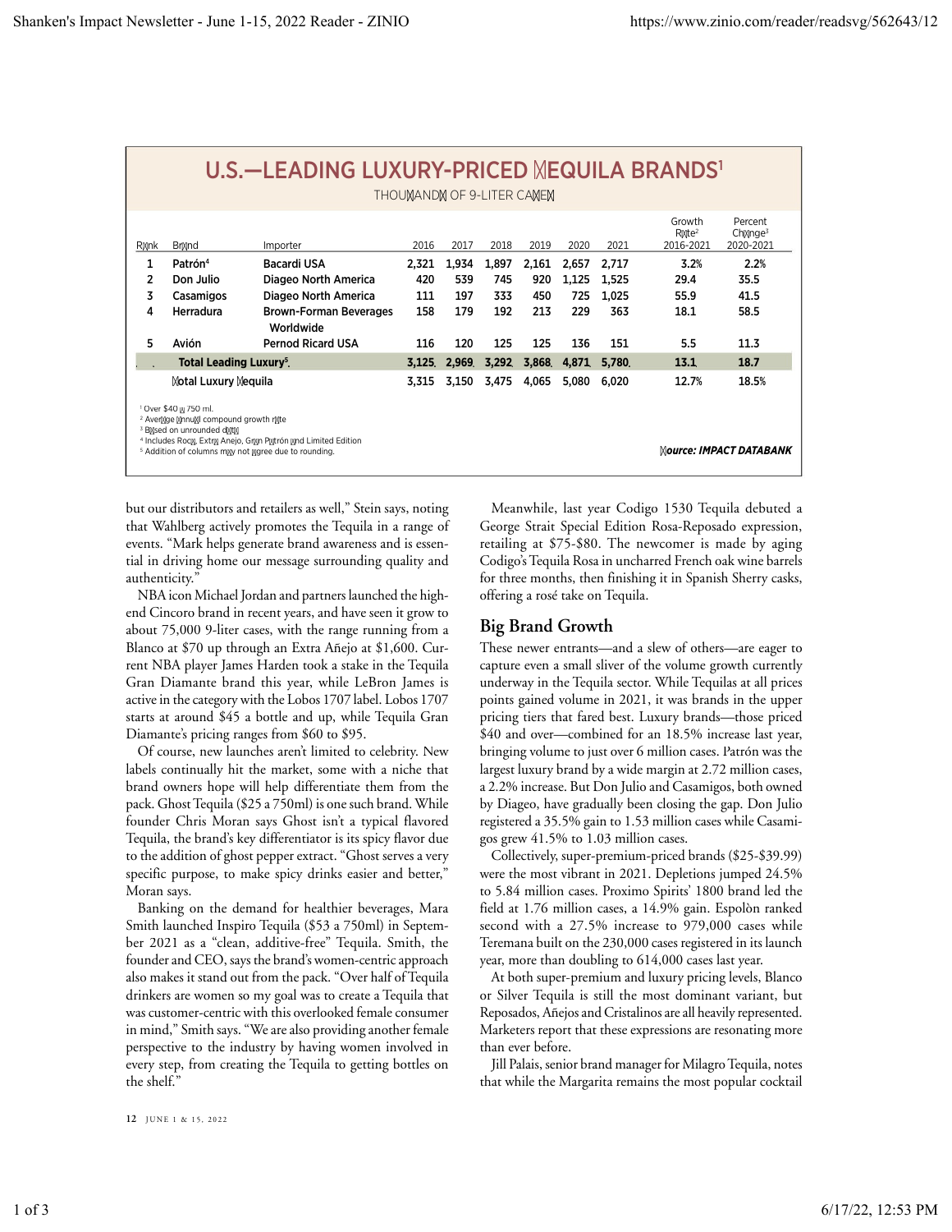## U.S.—LEADING LUXURY-PRICED TEQUILA BRANDS[1]

THOUSANDS OF 9-LITER CASES

| Rank | Brand | Importer | 2016 | 2017 | 2018 | 2019 | 2020 | 2021 | Growth Rate[2] 2016-2021 | Percent Change[3] 2020-2021 |
|---|---|---|---|---|---|---|---|---|---|---|
| 1 | Patrón[4] | Bacardi USA | 2,321 | 1,934 | 1,897 | 2,161 | 2,657 | 2,717 | 3.2% | 2.2% |
| 2 | Don Julio | Diageo North America | 420 | 539 | 745 | 920 | 1,125 | 1,525 | 29.4 | 35.5 |
| 3 | Casamigos | Diageo North America | 111 | 197 | 333 | 450 | 725 | 1,025 | 55.9 | 41.5 |
| 4 | Herradura | Brown-Forman Beverages Worldwide | 158 | 179 | 192 | 213 | 229 | 363 | 18.1 | 58.5 |
| 5 | Avión | Pernod Ricard USA | 116 | 120 | 125 | 125 | 136 | 151 | 5.5 | 11.3 |
| | Total Leading Luxury[5] | | 3,125 | 2,969 | 3,292 | 3,868 | 4,871 | 5,780 | 13.1 | 18.7 |
| | Total Luxury Tequila | | 3,315 | 3,150 | 3,475 | 4,065 | 5,080 | 6,020 | 12.7% | 18.5% |

[1] Over $40 a 750 ml.
[2] Average annual compound growth rate
[3] Based on unrounded data
[4] Includes Roca, Extra Anejo, Gran Patrón and Limited Edition
[5] Addition of columns may not agree due to rounding.

*Source: IMPACT DATABANK*

but our distributors and retailers as well," Stein says, noting that Wahlberg actively promotes the Tequila in a range of events. "Mark helps generate brand awareness and is essential in driving home our message surrounding quality and authenticity."

NBA icon Michael Jordan and partners launched the high-end Cincoro brand in recent years, and have seen it grow to about 75,000 9-liter cases, with the range running from a Blanco at $70 up through an Extra Añejo at $1,600. Current NBA player James Harden took a stake in the Tequila Gran Diamante brand this year, while LeBron James is active in the category with the Lobos 1707 label. Lobos 1707 starts at around $45 a bottle and up, while Tequila Gran Diamante's pricing ranges from $60 to $95.

Of course, new launches aren't limited to celebrity. New labels continually hit the market, some with a niche that brand owners hope will help differentiate them from the pack. Ghost Tequila ($25 a 750ml) is one such brand. While founder Chris Moran says Ghost isn't a typical flavored Tequila, the brand's key differentiator is its spicy flavor due to the addition of ghost pepper extract. "Ghost serves a very specific purpose, to make spicy drinks easier and better," Moran says.

Banking on the demand for healthier beverages, Mara Smith launched Inspiro Tequila ($53 a 750ml) in September 2021 as a "clean, additive-free" Tequila. Smith, the founder and CEO, says the brand's women-centric approach also makes it stand out from the pack. "Over half of Tequila drinkers are women so my goal was to create a Tequila that was customer-centric with this overlooked female consumer in mind," Smith says. "We are also providing another female perspective to the industry by having women involved in every step, from creating the Tequila to getting bottles on the shelf."

Meanwhile, last year Codigo 1530 Tequila debuted a George Strait Special Edition Rosa-Reposado expression, retailing at $75-$80. The newcomer is made by aging Codigo's Tequila Rosa in uncharred French oak wine barrels for three months, then finishing it in Spanish Sherry casks, offering a rosé take on Tequila.

## Big Brand Growth

These newer entrants—and a slew of others—are eager to capture even a small sliver of the volume growth currently underway in the Tequila sector. While Tequilas at all prices points gained volume in 2021, it was brands in the upper pricing tiers that fared best. Luxury brands—those priced $40 and over—combined for an 18.5% increase last year, bringing volume to just over 6 million cases. Patrón was the largest luxury brand by a wide margin at 2.72 million cases, a 2.2% increase. But Don Julio and Casamigos, both owned by Diageo, have gradually been closing the gap. Don Julio registered a 35.5% gain to 1.53 million cases while Casamigos grew 41.5% to 1.03 million cases.

Collectively, super-premium-priced brands ($25-$39.99) were the most vibrant in 2021. Depletions jumped 24.5% to 5.84 million cases. Proximo Spirits' 1800 brand led the field at 1.76 million cases, a 14.9% gain. Espolòn ranked second with a 27.5% increase to 979,000 cases while Teremana built on the 230,000 cases registered in its launch year, more than doubling to 614,000 cases last year.

At both super-premium and luxury pricing levels, Blanco or Silver Tequila is still the most dominant variant, but Reposados, Añejos and Cristalinos are all heavily represented. Marketers report that these expressions are resonating more than ever before.

Jill Palais, senior brand manager for Milagro Tequila, notes that while the Margarita remains the most popular cocktail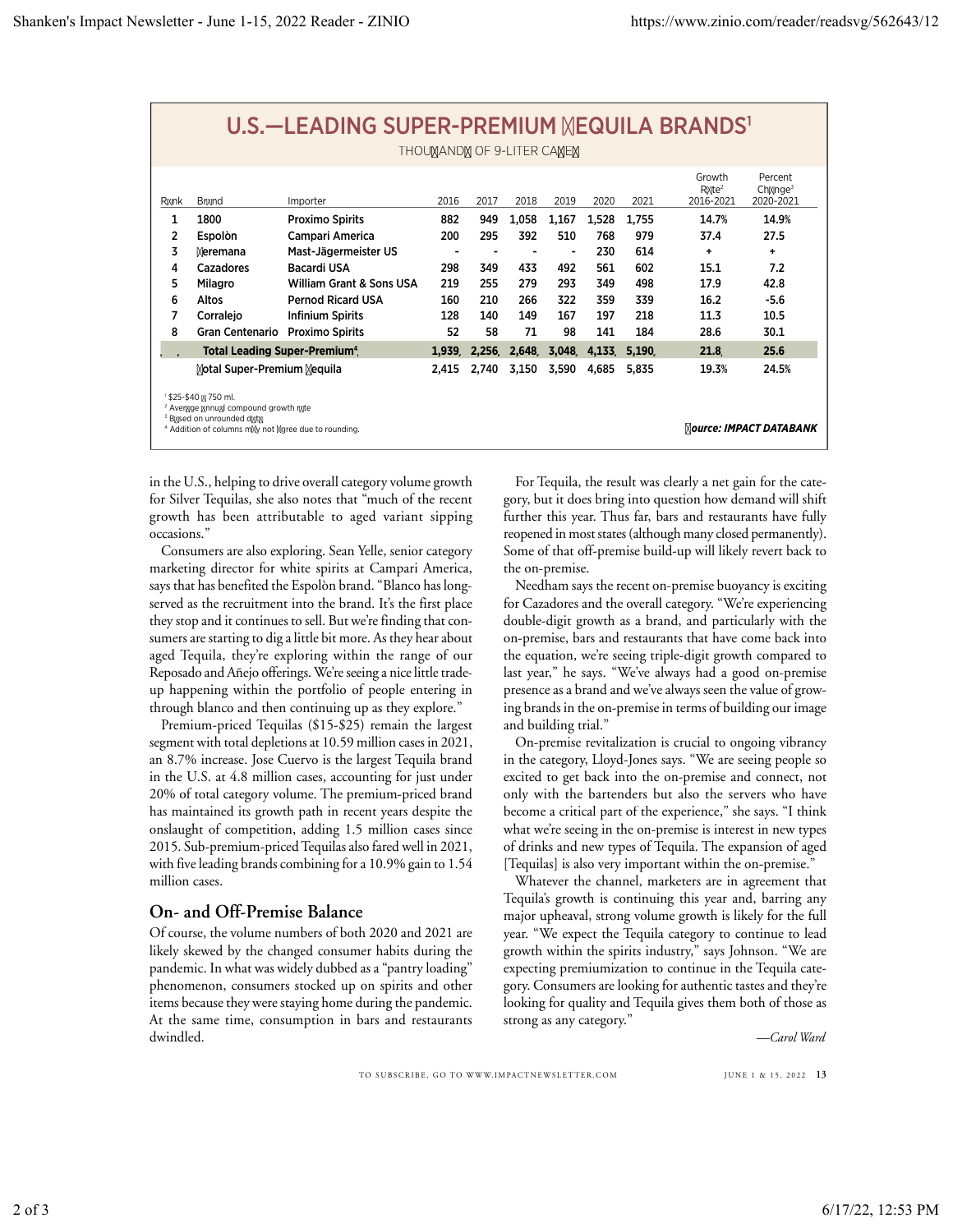## U.S.—LEADING SUPER-PREMIUM TEQUILA BRANDS[1]

THOUSANDS OF 9-LITER CASES

| Rank | Brand | Importer | 2016 | 2017 | 2018 | 2019 | 2020 | 2021 | Growth Rate[2] 2016-2021 | Percent Change[3] 2020-2021 |
|---|---|---|---|---|---|---|---|---|---|---|
| 1 | 1800 | Proximo Spirits | 882 | 949 | 1,058 | 1,167 | 1,528 | 1,755 | 14.7% | 14.9% |
| 2 | Espolòn | Campari America | 200 | 295 | 392 | 510 | 768 | 979 | 37.4 | 27.5 |
| 3 | Teremana | Mast-Jägermeister US | - | - | - | - | 230 | 614 | + | + |
| 4 | Cazadores | Bacardi USA | 298 | 349 | 433 | 492 | 561 | 602 | 15.1 | 7.2 |
| 5 | Milagro | William Grant & Sons USA | 219 | 255 | 279 | 293 | 349 | 498 | 17.9 | 42.8 |
| 6 | Altos | Pernod Ricard USA | 160 | 210 | 266 | 322 | 359 | 339 | 16.2 | -5.6 |
| 7 | Corralejo | Infinium Spirits | 128 | 140 | 149 | 167 | 197 | 218 | 11.3 | 10.5 |
| 8 | Gran Centenario | Proximo Spirits | 52 | 58 | 71 | 98 | 141 | 184 | 28.6 | 30.1 |
| | **Total Leading Super-Premium[4]** | | **1,939** | **2,256** | **2,648** | **3,048** | **4,133** | **5,190** | **21.8** | **25.6** |
| | **Total Super-Premium Tequila** | | **2,415** | **2,740** | **3,150** | **3,590** | **4,685** | **5,835** | **19.3%** | **24.5%** |

[1] \$25-\$40 a 750 ml.
[2] Average annual compound growth rate
[3] Based on unrounded data
[4] Addition of columns may not agree due to rounding.

*Source: IMPACT DATABANK*

in the U.S., helping to drive overall category volume growth for Silver Tequilas, she also notes that "much of the recent growth has been attributable to aged variant sipping occasions."

Consumers are also exploring. Sean Yelle, senior category marketing director for white spirits at Campari America, says that has benefited the Espolòn brand. "Blanco has long-served as the recruitment into the brand. It's the first place they stop and it continues to sell. But we're finding that consumers are starting to dig a little bit more. As they hear about aged Tequila, they're exploring within the range of our Reposado and Añejo offerings. We're seeing a nice little trade-up happening within the portfolio of people entering in through blanco and then continuing up as they explore."

Premium-priced Tequilas (\$15-\$25) remain the largest segment with total depletions at 10.59 million cases in 2021, an 8.7% increase. Jose Cuervo is the largest Tequila brand in the U.S. at 4.8 million cases, accounting for just under 20% of total category volume. The premium-priced brand has maintained its growth path in recent years despite the onslaught of competition, adding 1.5 million cases since 2015. Sub-premium-priced Tequilas also fared well in 2021, with five leading brands combining for a 10.9% gain to 1.54 million cases.

### On- and Off-Premise Balance

Of course, the volume numbers of both 2020 and 2021 are likely skewed by the changed consumer habits during the pandemic. In what was widely dubbed as a "pantry loading" phenomenon, consumers stocked up on spirits and other items because they were staying home during the pandemic. At the same time, consumption in bars and restaurants dwindled.

For Tequila, the result was clearly a net gain for the category, but it does bring into question how demand will shift further this year. Thus far, bars and restaurants have fully reopened in most states (although many closed permanently). Some of that off-premise build-up will likely revert back to the on-premise.

Needham says the recent on-premise buoyancy is exciting for Cazadores and the overall category. "We're experiencing double-digit growth as a brand, and particularly with the on-premise, bars and restaurants that have come back into the equation, we're seeing triple-digit growth compared to last year," he says. "We've always had a good on-premise presence as a brand and we've always seen the value of growing brands in the on-premise in terms of building our image and building trial."

On-premise revitalization is crucial to ongoing vibrancy in the category, Lloyd-Jones says. "We are seeing people so excited to get back into the on-premise and connect, not only with the bartenders but also the servers who have become a critical part of the experience," she says. "I think what we're seeing in the on-premise is interest in new types of drinks and new types of Tequila. The expansion of aged [Tequilas] is also very important within the on-premise."

Whatever the channel, marketers are in agreement that Tequila's growth is continuing this year and, barring any major upheaval, strong volume growth is likely for the full year. "We expect the Tequila category to continue to lead growth within the spirits industry," says Johnson. "We are expecting premiumization to continue in the Tequila category. Consumers are looking for authentic tastes and they're looking for quality and Tequila gives them both of those as strong as any category."

*—Carol Ward*